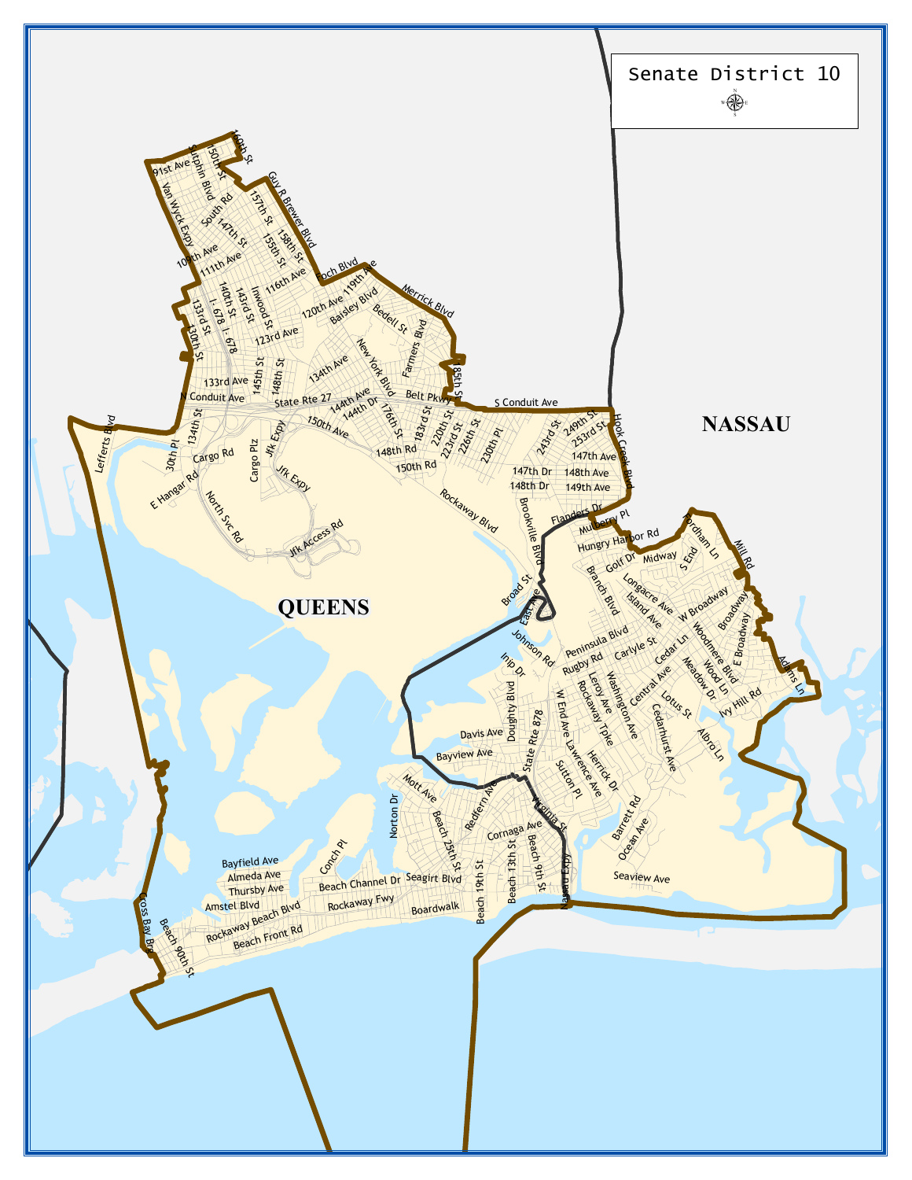# Senate District 10

QUEENS

NASSAU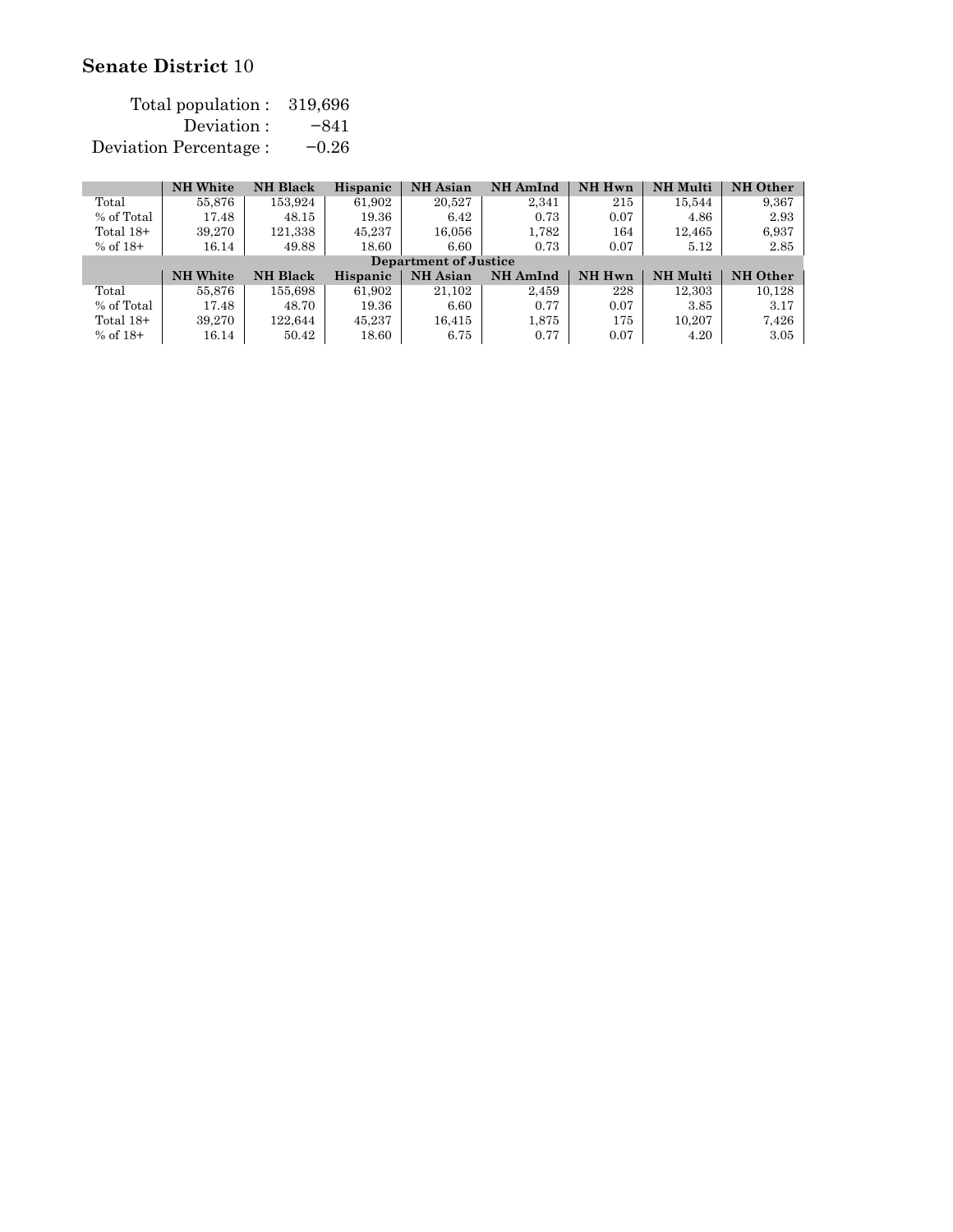## **Senate District** 10

Total population : 319,696
Deviation : −841
Deviation Percentage : −0.26

| | NH White | NH Black | Hispanic | NH Asian | NH AmInd | NH Hwn | NH Multi | NH Other |
|---|---|---|---|---|---|---|---|---|
| Total | 55,876 | 153,924 | 61,902 | 20,527 | 2,341 | 215 | 15,544 | 9,367 |
| % of Total | 17.48 | 48.15 | 19.36 | 6.42 | 0.73 | 0.07 | 4.86 | 2.93 |
| Total 18+ | 39,270 | 121,338 | 45,237 | 16,056 | 1,782 | 164 | 12,465 | 6,937 |
| % of 18+ | 16.14 | 49.88 | 18.60 | 6.60 | 0.73 | 0.07 | 5.12 | 2.85 |
| **Department of Justice** | | | | | | | | |
| | **NH White** | **NH Black** | **Hispanic** | **NH Asian** | **NH AmInd** | **NH Hwn** | **NH Multi** | **NH Other** |
| Total | 55,876 | 155,698 | 61,902 | 21,102 | 2,459 | 228 | 12,303 | 10,128 |
| % of Total | 17.48 | 48.70 | 19.36 | 6.60 | 0.77 | 0.07 | 3.85 | 3.17 |
| Total 18+ | 39,270 | 122,644 | 45,237 | 16,415 | 1,875 | 175 | 10,207 | 7,426 |
| % of 18+ | 16.14 | 50.42 | 18.60 | 6.75 | 0.77 | 0.07 | 4.20 | 3.05 |